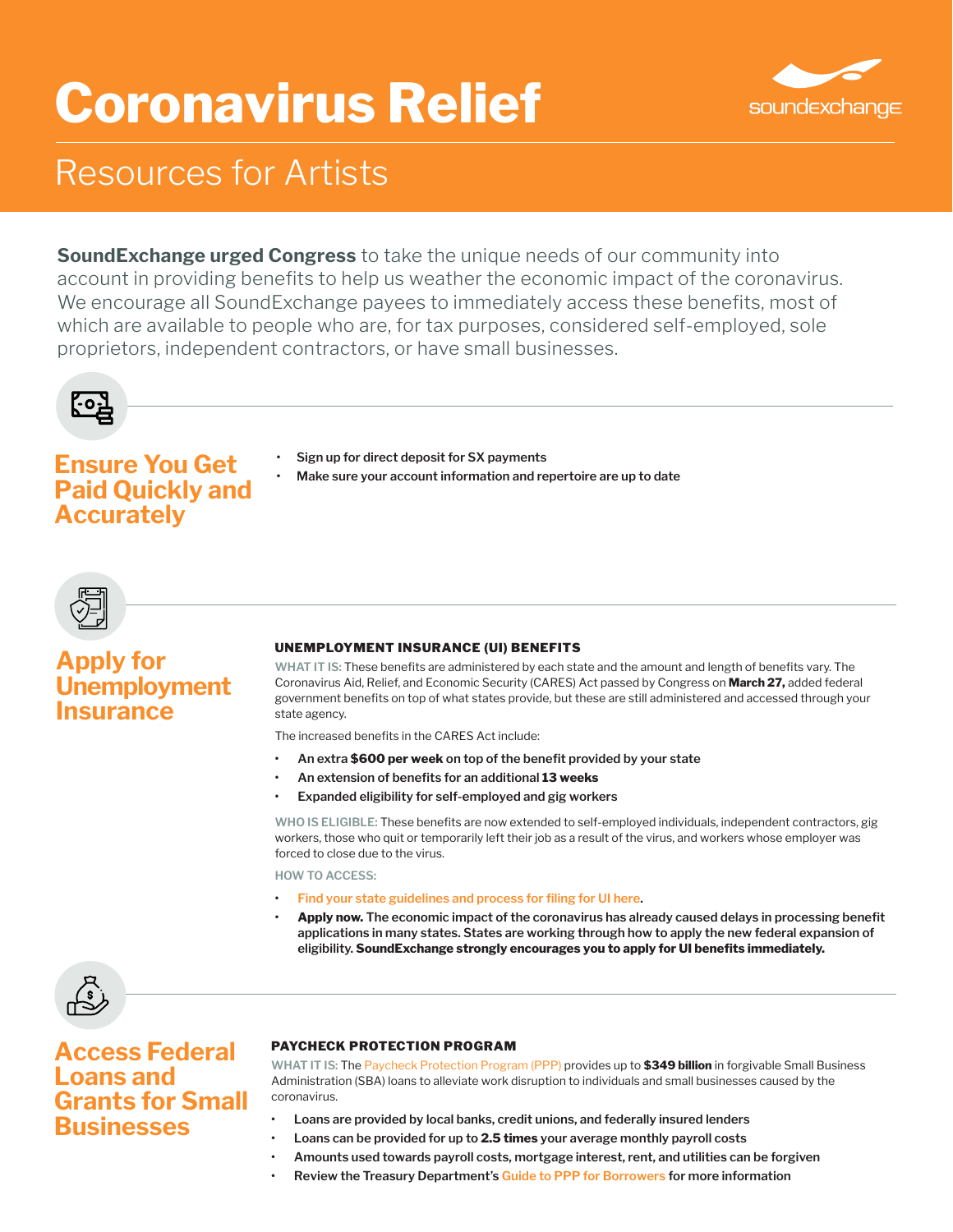# Coronavirus Relief

soundexchange

## Resources for Artists

**SoundExchange urged Congress** to take the unique needs of our community into account in providing benefits to help us weather the economic impact of the coronavirus. We encourage all SoundExchange payees to immediately access these benefits, most of which are available to people who are, for tax purposes, considered self-employed, sole proprietors, independent contractors, or have small businesses.

## Ensure You Get Paid Quickly and Accurately

- **Sign up for direct deposit for SX payments**
- **Make sure your account information and repertoire are up to date**

## Apply for Unemployment Insurance

### UNEMPLOYMENT INSURANCE (UI) BENEFITS

WHAT IT IS: These benefits are administered by each state and the amount and length of benefits vary. The Coronavirus Aid, Relief, and Economic Security (CARES) Act passed by Congress on **March 27,** added federal government benefits on top of what states provide, but these are still administered and accessed through your state agency.

The increased benefits in the CARES Act include:

- **An extra $600 per week on top of the benefit provided by your state**
- **An extension of benefits for an additional 13 weeks**
- **Expanded eligibility for self-employed and gig workers**

WHO IS ELIGIBLE: These benefits are now extended to self-employed individuals, independent contractors, gig workers, those who quit or temporarily left their job as a result of the virus, and workers whose employer was forced to close due to the virus.

HOW TO ACCESS:

- **Find your state guidelines and process for filing for UI here.**
- **Apply now. The economic impact of the coronavirus has already caused delays in processing benefit applications in many states. States are working through how to apply the new federal expansion of eligibility. SoundExchange strongly encourages you to apply for UI benefits immediately.**

## Access Federal Loans and Grants for Small Businesses

### PAYCHECK PROTECTION PROGRAM

WHAT IT IS: The Paycheck Protection Program (PPP) provides up to **$349 billion** in forgivable Small Business Administration (SBA) loans to alleviate work disruption to individuals and small businesses caused by the coronavirus.

- **Loans are provided by local banks, credit unions, and federally insured lenders**
- **Loans can be provided for up to 2.5 times your average monthly payroll costs**
- **Amounts used towards payroll costs, mortgage interest, rent, and utilities can be forgiven**
- **Review the Treasury Department's Guide to PPP for Borrowers for more information**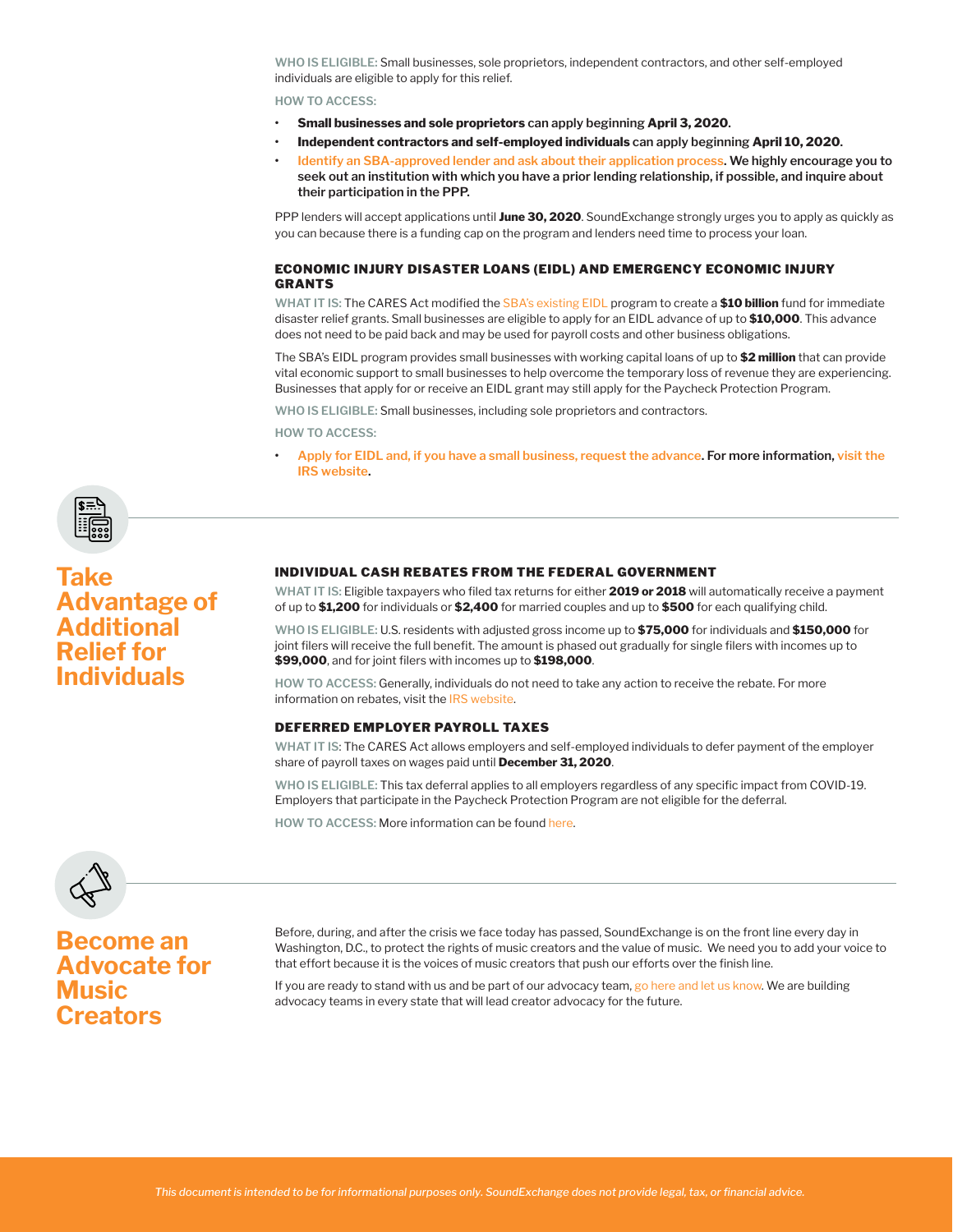**WHO IS ELIGIBLE:** Small businesses, sole proprietors, independent contractors, and other self-employed individuals are eligible to apply for this relief.

**HOW TO ACCESS:**

- **Small businesses and sole proprietors** can apply beginning **April 3, 2020**.
- **Independent contractors and self-employed individuals** can apply beginning **April 10, 2020**.
- **Identify an SBA-approved lender and ask about their application process. We highly encourage you to seek out an institution with which you have a prior lending relationship, if possible, and inquire about their participation in the PPP.**

PPP lenders will accept applications until **June 30, 2020**. SoundExchange strongly urges you to apply as quickly as you can because there is a funding cap on the program and lenders need time to process your loan.

### ECONOMIC INJURY DISASTER LOANS (EIDL) AND EMERGENCY ECONOMIC INJURY GRANTS

**WHAT IT IS:** The CARES Act modified the SBA's existing EIDL program to create a **$10 billion** fund for immediate disaster relief grants. Small businesses are eligible to apply for an EIDL advance of up to **$10,000**. This advance does not need to be paid back and may be used for payroll costs and other business obligations.

The SBA's EIDL program provides small businesses with working capital loans of up to **$2 million** that can provide vital economic support to small businesses to help overcome the temporary loss of revenue they are experiencing. Businesses that apply for or receive an EIDL grant may still apply for the Paycheck Protection Program.

**WHO IS ELIGIBLE:** Small businesses, including sole proprietors and contractors.

**HOW TO ACCESS:**

- **Apply for EIDL and, if you have a small business, request the advance. For more information, visit the IRS website.**

## Take Advantage of Additional Relief for Individuals

### INDIVIDUAL CASH REBATES FROM THE FEDERAL GOVERNMENT

**WHAT IT IS:** Eligible taxpayers who filed tax returns for either **2019 or 2018** will automatically receive a payment of up to **$1,200** for individuals or **$2,400** for married couples and up to **$500** for each qualifying child.

**WHO IS ELIGIBLE:** U.S. residents with adjusted gross income up to **$75,000** for individuals and **$150,000** for joint filers will receive the full benefit. The amount is phased out gradually for single filers with incomes up to **$99,000**, and for joint filers with incomes up to **$198,000**.

**HOW TO ACCESS:** Generally, individuals do not need to take any action to receive the rebate. For more information on rebates, visit the IRS website.

### DEFERRED EMPLOYER PAYROLL TAXES

**WHAT IT IS:** The CARES Act allows employers and self-employed individuals to defer payment of the employer share of payroll taxes on wages paid until **December 31, 2020**.

**WHO IS ELIGIBLE:** This tax deferral applies to all employers regardless of any specific impact from COVID-19. Employers that participate in the Paycheck Protection Program are not eligible for the deferral.

**HOW TO ACCESS:** More information can be found here.

## Become an Advocate for Music Creators

Before, during, and after the crisis we face today has passed, SoundExchange is on the front line every day in Washington, D.C., to protect the rights of music creators and the value of music. We need you to add your voice to that effort because it is the voices of music creators that push our efforts over the finish line.

If you are ready to stand with us and be part of our advocacy team, go here and let us know. We are building advocacy teams in every state that will lead creator advocacy for the future.

*This document is intended to be for informational purposes only. SoundExchange does not provide legal, tax, or financial advice.*